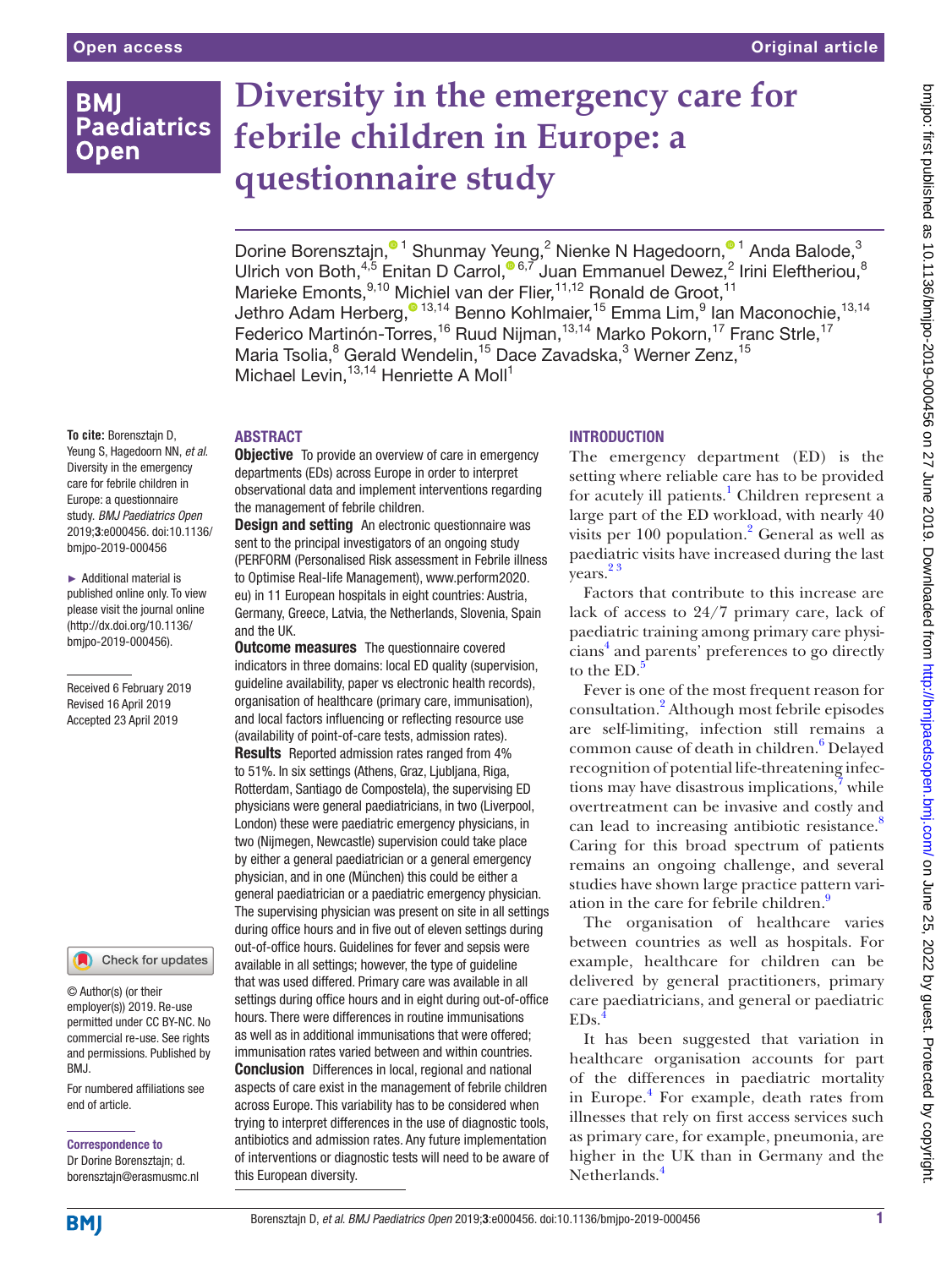Open access | Original article

# Diversity in the emergency care for febrile children in Europe: a questionnaire study

Dorine Borensztajn,[1] Shunmay Yeung,[2] Nienke N Hagedoorn,[1] Anda Balode,[3] Ulrich von Both,[4,5] Enitan D Carrol,[6,7] Juan Emmanuel Dewez,[2] Irini Eleftheriou,[8] Marieke Emonts,[9,10] Michiel van der Flier,[11,12] Ronald de Groot,[11] Jethro Adam Herberg,[13,14] Benno Kohlmaier,[15] Emma Lim,[9] Ian Maconochie,[13,14] Federico Martinón-Torres,[16] Ruud Nijman,[13,14] Marko Pokorn,[17] Franc Strle,[17] Maria Tsolia,[8] Gerald Wendelin,[15] Dace Zavadska,[3] Werner Zenz,[15] Michael Levin,[13,14] Henriette A Moll[1]

**To cite:** Borensztajn D, Yeung S, Hagedoorn NN, *et al*. Diversity in the emergency care for febrile children in Europe: a questionnaire study. *BMJ Paediatrics Open* 2019;**3**:e000456. doi:10.1136/bmjpo-2019-000456

► Additional material is published online only. To view please visit the journal online (http://dx.doi.org/10.1136/bmjpo-2019-000456).

Received 6 February 2019
Revised 16 April 2019
Accepted 23 April 2019

© Author(s) (or their employer(s)) 2019. Re-use permitted under CC BY-NC. No commercial re-use. See rights and permissions. Published by BMJ.

For numbered affiliations see end of article.

**Correspondence to**
Dr Dorine Borensztajn; d.borensztajn@erasmusmc.nl

## ABSTRACT

**Objective** To provide an overview of care in emergency departments (EDs) across Europe in order to interpret observational data and implement interventions regarding the management of febrile children.

**Design and setting** An electronic questionnaire was sent to the principal investigators of an ongoing study (PERFORM (Personalised Risk assessment in Febrile illness to Optimise Real-life Management), www.perform2020.eu) in 11 European hospitals in eight countries: Austria, Germany, Greece, Latvia, the Netherlands, Slovenia, Spain and the UK.

**Outcome measures** The questionnaire covered indicators in three domains: local ED quality (supervision, guideline availability, paper vs electronic health records), organisation of healthcare (primary care, immunisation), and local factors influencing or reflecting resource use (availability of point-of-care tests, admission rates).

**Results** Reported admission rates ranged from 4% to 51%. In six settings (Athens, Graz, Ljubljana, Riga, Rotterdam, Santiago de Compostela), the supervising ED physicians were general paediatricians, in two (Liverpool, London) these were paediatric emergency physicians, in two (Nijmegen, Newcastle) supervision could take place by either a general paediatrician or a general emergency physician, and in one (München) this could be either a general paediatrician or a paediatric emergency physician. The supervising physician was present on site in all settings during office hours and in five out of eleven settings during out-of-office hours. Guidelines for fever and sepsis were available in all settings; however, the type of guideline that was used differed. Primary care was available in all settings during office hours and in eight during out-of-office hours. There were differences in routine immunisations as well as in additional immunisations that were offered; immunisation rates varied between and within countries.

**Conclusion** Differences in local, regional and national aspects of care exist in the management of febrile children across Europe. This variability has to be considered when trying to interpret differences in the use of diagnostic tools, antibiotics and admission rates. Any future implementation of interventions or diagnostic tests will need to be aware of this European diversity.

## INTRODUCTION

The emergency department (ED) is the setting where reliable care has to be provided for acutely ill patients.[1] Children represent a large part of the ED workload, with nearly 40 visits per 100 population.[2] General as well as paediatric visits have increased during the last years.[2 3]

Factors that contribute to this increase are lack of access to 24/7 primary care, lack of paediatric training among primary care physicians[4] and parents' preferences to go directly to the ED.[5]

Fever is one of the most frequent reason for consultation.[2] Although most febrile episodes are self-limiting, infection still remains a common cause of death in children.[6] Delayed recognition of potential life-threatening infections may have disastrous implications,[7] while overtreatment can be invasive and costly and can lead to increasing antibiotic resistance.[8] Caring for this broad spectrum of patients remains an ongoing challenge, and several studies have shown large practice pattern variation in the care for febrile children.[9]

The organisation of healthcare varies between countries as well as hospitals. For example, healthcare for children can be delivered by general practitioners, primary care paediatricians, and general or paediatric EDs.[4]

It has been suggested that variation in healthcare organisation accounts for part of the differences in paediatric mortality in Europe.[4] For example, death rates from illnesses that rely on first access services such as primary care, for example, pneumonia, are higher in the UK than in Germany and the Netherlands.[4]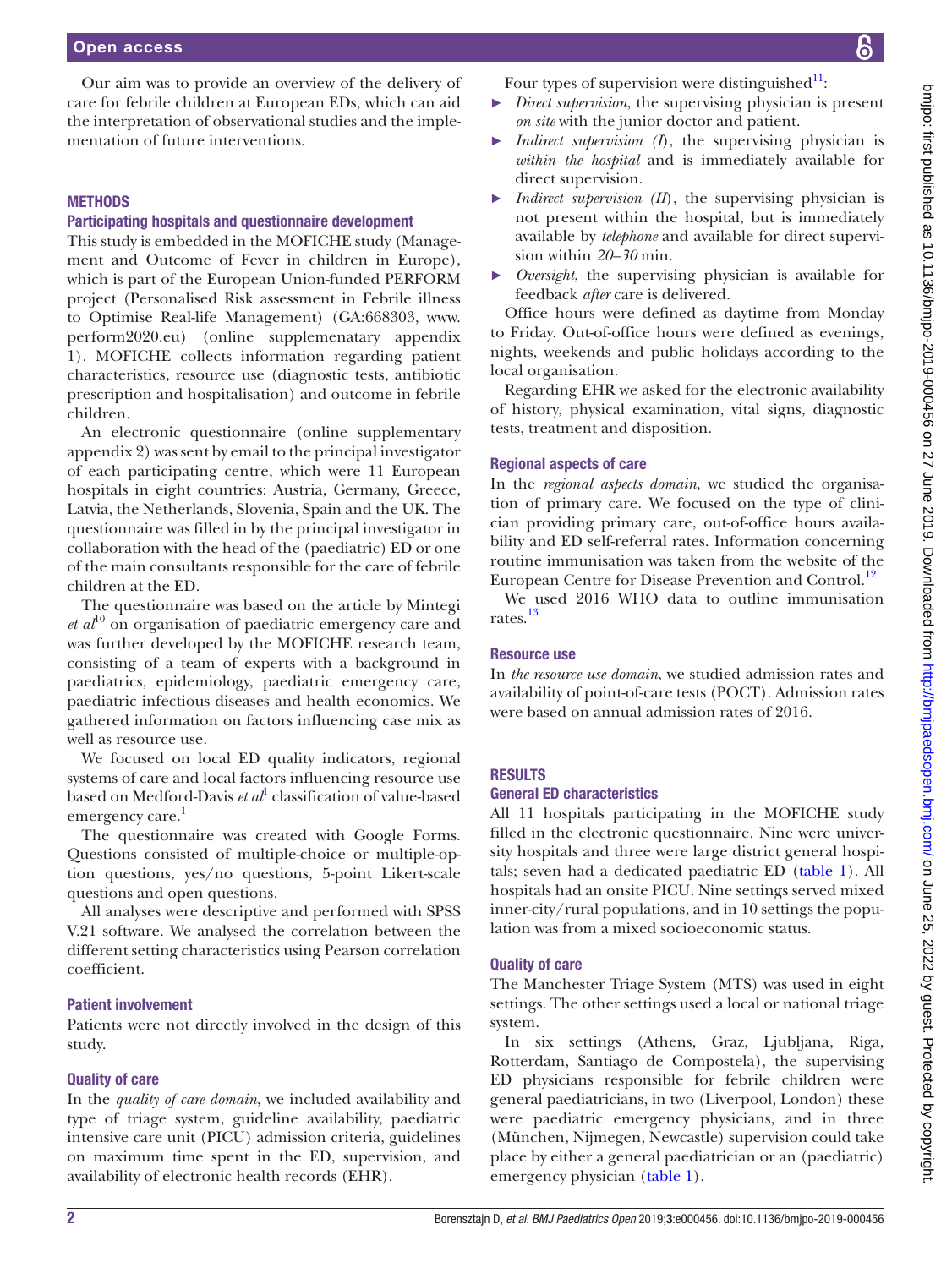Our aim was to provide an overview of the delivery of care for febrile children at European EDs, which can aid the interpretation of observational studies and the implementation of future interventions.

## METHODS

### Participating hospitals and questionnaire development

This study is embedded in the MOFICHE study (Management and Outcome of Fever in children in Europe), which is part of the European Union-funded PERFORM project (Personalised Risk assessment in Febrile illness to Optimise Real-life Management) (GA:668303, www.perform2020.eu) (online supplemenatary appendix 1). MOFICHE collects information regarding patient characteristics, resource use (diagnostic tests, antibiotic prescription and hospitalisation) and outcome in febrile children.

An electronic questionnaire (online supplementary appendix 2) was sent by email to the principal investigator of each participating centre, which were 11 European hospitals in eight countries: Austria, Germany, Greece, Latvia, the Netherlands, Slovenia, Spain and the UK. The questionnaire was filled in by the principal investigator in collaboration with the head of the (paediatric) ED or one of the main consultants responsible for the care of febrile children at the ED.

The questionnaire was based on the article by Mintegi *et al*[10] on organisation of paediatric emergency care and was further developed by the MOFICHE research team, consisting of a team of experts with a background in paediatrics, epidemiology, paediatric emergency care, paediatric infectious diseases and health economics. We gathered information on factors influencing case mix as well as resource use.

We focused on local ED quality indicators, regional systems of care and local factors influencing resource use based on Medford-Davis *et al*[1] classification of value-based emergency care.[1]

The questionnaire was created with Google Forms. Questions consisted of multiple-choice or multiple-option questions, yes/no questions, 5-point Likert-scale questions and open questions.

All analyses were descriptive and performed with SPSS V.21 software. We analysed the correlation between the different setting characteristics using Pearson correlation coefficient.

### Patient involvement

Patients were not directly involved in the design of this study.

### Quality of care

In the *quality of care domain*, we included availability and type of triage system, guideline availability, paediatric intensive care unit (PICU) admission criteria, guidelines on maximum time spent in the ED, supervision, and availability of electronic health records (EHR).

Four types of supervision were distinguished[11]:

- *Direct supervision*, the supervising physician is present *on site* with the junior doctor and patient.
- *Indirect supervision (I)*, the supervising physician is *within the hospital* and is immediately available for direct supervision.
- *Indirect supervision (II)*, the supervising physician is not present within the hospital, but is immediately available by *telephone* and available for direct supervision within *20–30* min.
- *Oversight*, the supervising physician is available for feedback *after* care is delivered.

Office hours were defined as daytime from Monday to Friday. Out-of-office hours were defined as evenings, nights, weekends and public holidays according to the local organisation.

Regarding EHR we asked for the electronic availability of history, physical examination, vital signs, diagnostic tests, treatment and disposition.

### Regional aspects of care

In the *regional aspects domain*, we studied the organisation of primary care. We focused on the type of clinician providing primary care, out-of-office hours availability and ED self-referral rates. Information concerning routine immunisation was taken from the website of the European Centre for Disease Prevention and Control.[12]

We used 2016 WHO data to outline immunisation rates.[13]

### Resource use

In *the resource use domain*, we studied admission rates and availability of point-of-care tests (POCT). Admission rates were based on annual admission rates of 2016.

## RESULTS

### General ED characteristics

All 11 hospitals participating in the MOFICHE study filled in the electronic questionnaire. Nine were university hospitals and three were large district general hospitals; seven had a dedicated paediatric ED (table 1). All hospitals had an onsite PICU. Nine settings served mixed inner-city/rural populations, and in 10 settings the population was from a mixed socioeconomic status.

### Quality of care

The Manchester Triage System (MTS) was used in eight settings. The other settings used a local or national triage system.

In six settings (Athens, Graz, Ljubljana, Riga, Rotterdam, Santiago de Compostela), the supervising ED physicians responsible for febrile children were general paediatricians, in two (Liverpool, London) these were paediatric emergency physicians, and in three (München, Nijmegen, Newcastle) supervision could take place by either a general paediatrician or an (paediatric) emergency physician (table 1).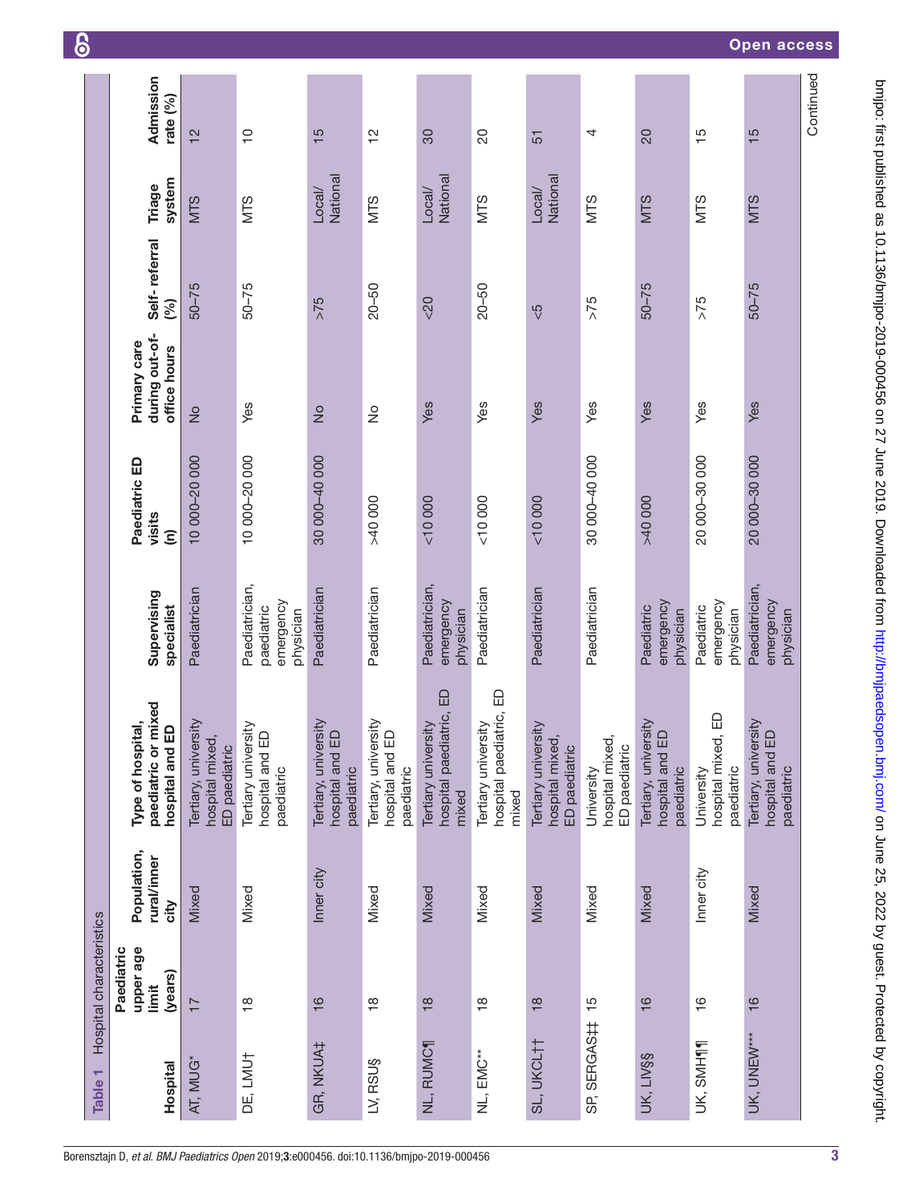**Table 1** Hospital characteristics

| Hospital | Paediatric upper age limit (years) | Population, rural/inner city | Type of hospital, paediatric or mixed hospital and ED | Supervising specialist | Paediatric ED visits (n) | Primary care during out-of-office hours | Self- referral (%) | Triage system | Admission rate (%) |
|---|---|---|---|---|---|---|---|---|---|
| AT, MUG* | 17 | Mixed | Tertiary, university hospital mixed, ED paediatric | Paediatrician | 10 000–20 000 | No | 50–75 | MTS | 12 |
| DE, LMU† | 18 | Mixed | Tertiary university hospital and ED paediatric | Paediatrician, paediatric emergency physician | 10 000–20 000 | Yes | 50–75 | MTS | 10 |
| GR, NKUA‡ | 16 | Inner city | Tertiary, university hospital and ED paediatric | Paediatrician | 30 000–40 000 | No | >75 | Local/ National | 15 |
| LV, RSU§ | 18 | Mixed | Tertiary, university hospital and ED paediatric | Paediatrician | >40 000 | No | 20–50 | MTS | 12 |
| NL, RUMC¶ | 18 | Mixed | Tertiary university hospital paediatric, ED mixed | Paediatrician, emergency physician | <10 000 | Yes | <20 | Local/ National | 30 |
| NL, EMC** | 18 | Mixed | Tertiary university hospital paediatric, ED mixed | Paediatrician | <10 000 | Yes | 20–50 | MTS | 20 |
| SL, UKCL†† | 18 | Mixed | Tertiary university hospital mixed, ED paediatric | Paediatrician | <10 000 | Yes | <5 | Local/ National | 51 |
| SP, SERGAS‡‡ | 15 | Mixed | University hospital mixed, ED paediatric | Paediatrician | 30 000–40 000 | Yes | >75 | MTS | 4 |
| UK, LIV§§ | 16 | Mixed | Tertiary, university hospital and ED paediatric | Paediatric emergency physician | >40 000 | Yes | 50–75 | MTS | 20 |
| UK, SMH¶¶ | 16 | Inner city | University hospital mixed, ED paediatric | Paediatric emergency physician | 20 000–30 000 | Yes | >75 | MTS | 15 |
| UK, UNEW*** | 16 | Mixed | Tertiary, university hospital and ED paediatric | Paediatrician, emergency physician | 20 000–30 000 | Yes | 50–75 | MTS | 15 |

Continued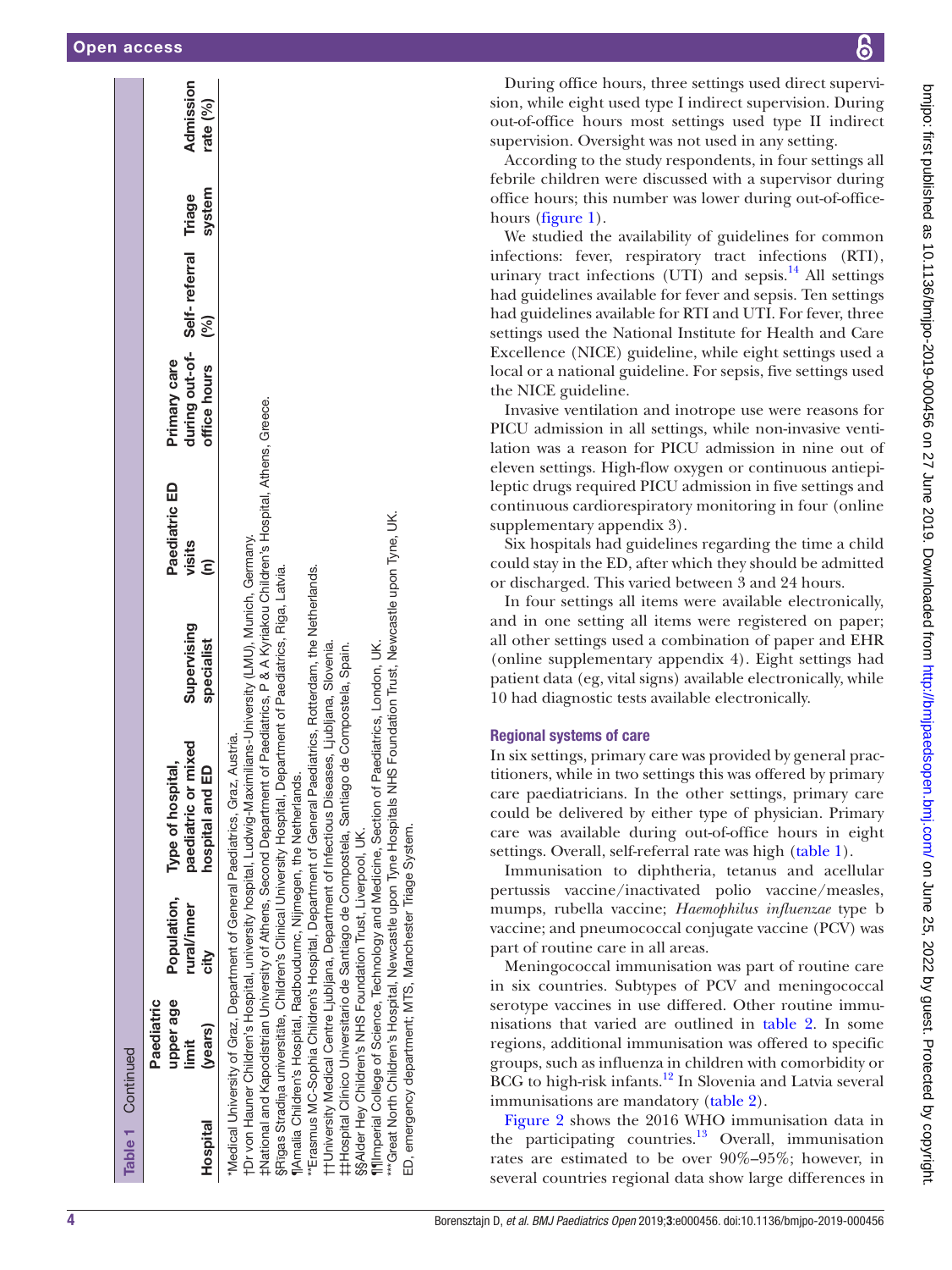Table 1 Continued

| Hospital | Paediatric upper age limit (years) | Population, rural/inner city | Type of hospital, paediatric or mixed hospital and ED | Supervising specialist | Paediatric ED visits (n) | Primary care during out-of-office hours | Self- referral (%) | Triage system | Admission rate (%) |
|---|---|---|---|---|---|---|---|---|---|

*Medical University of Graz, Department of General Paediatrics, Graz, Austria.
†Dr von Hauner Children's Hospital, university hospital, Ludwig-Maximilians-University (LMU), Munich, Germany.
‡National and Kapodistrian University of Athens, Second Department of Paediatrics, P & A Kyriakou Children's Hospital, Athens, Greece.
§Rigas Stradiņa universitāte, Children's Clinical University Hospital, Department of Paediatrics, Riga, Latvia.
¶Amalia Children's Hospital, Radboudumc, Nijmegen, the Netherlands.
**Erasmus MC-Sophia Children's Hospital, Department of General Paediatrics, Rotterdam, the Netherlands.
††University Medical Centre Ljubljana, Department of Infectious Diseases, Ljubljana, Slovenia.
‡‡Hospital Clínico Universitario de Santiago de Compostela, Santiago de Compostela, Spain.
§§Alder Hey Children's NHS Foundation Trust, Liverpool, UK.
¶¶Imperial College of Science, Technology and Medicine, Section of Paediatrics, London, UK.
***Great North Children's Hospital, Newcastle upon Tyne Hospitals NHS Foundation Trust, Newcastle upon Tyne, UK.
ED, emergency department; MTS, Manchester Triage System.

During office hours, three settings used direct supervision, while eight used type I indirect supervision. During out-of-office hours most settings used type II indirect supervision. Oversight was not used in any setting.

According to the study respondents, in four settings all febrile children were discussed with a supervisor during office hours; this number was lower during out-of-office-hours (figure 1).

We studied the availability of guidelines for common infections: fever, respiratory tract infections (RTI), urinary tract infections (UTI) and sepsis.[14] All settings had guidelines available for fever and sepsis. Ten settings had guidelines available for RTI and UTI. For fever, three settings used the National Institute for Health and Care Excellence (NICE) guideline, while eight settings used a local or a national guideline. For sepsis, five settings used the NICE guideline.

Invasive ventilation and inotrope use were reasons for PICU admission in all settings, while non-invasive ventilation was a reason for PICU admission in nine out of eleven settings. High-flow oxygen or continuous antiepileptic drugs required PICU admission in five settings and continuous cardiorespiratory monitoring in four (online supplementary appendix 3).

Six hospitals had guidelines regarding the time a child could stay in the ED, after which they should be admitted or discharged. This varied between 3 and 24 hours.

In four settings all items were available electronically, and in one setting all items were registered on paper; all other settings used a combination of paper and EHR (online supplementary appendix 4). Eight settings had patient data (eg, vital signs) available electronically, while 10 had diagnostic tests available electronically.

## Regional systems of care

In six settings, primary care was provided by general practitioners, while in two settings this was offered by primary care paediatricians. In the other settings, primary care could be delivered by either type of physician. Primary care was available during out-of-office hours in eight settings. Overall, self-referral rate was high (table 1).

Immunisation to diphtheria, tetanus and acellular pertussis vaccine/inactivated polio vaccine/measles, mumps, rubella vaccine; *Haemophilus influenzae* type b vaccine; and pneumococcal conjugate vaccine (PCV) was part of routine care in all areas.

Meningococcal immunisation was part of routine care in six countries. Subtypes of PCV and meningococcal serotype vaccines in use differed. Other routine immunisations that varied are outlined in table 2. In some regions, additional immunisation was offered to specific groups, such as influenza in children with comorbidity or BCG to high-risk infants.[12] In Slovenia and Latvia several immunisations are mandatory (table 2).

Figure 2 shows the 2016 WHO immunisation data in the participating countries.[13] Overall, immunisation rates are estimated to be over 90%–95%; however, in several countries regional data show large differences in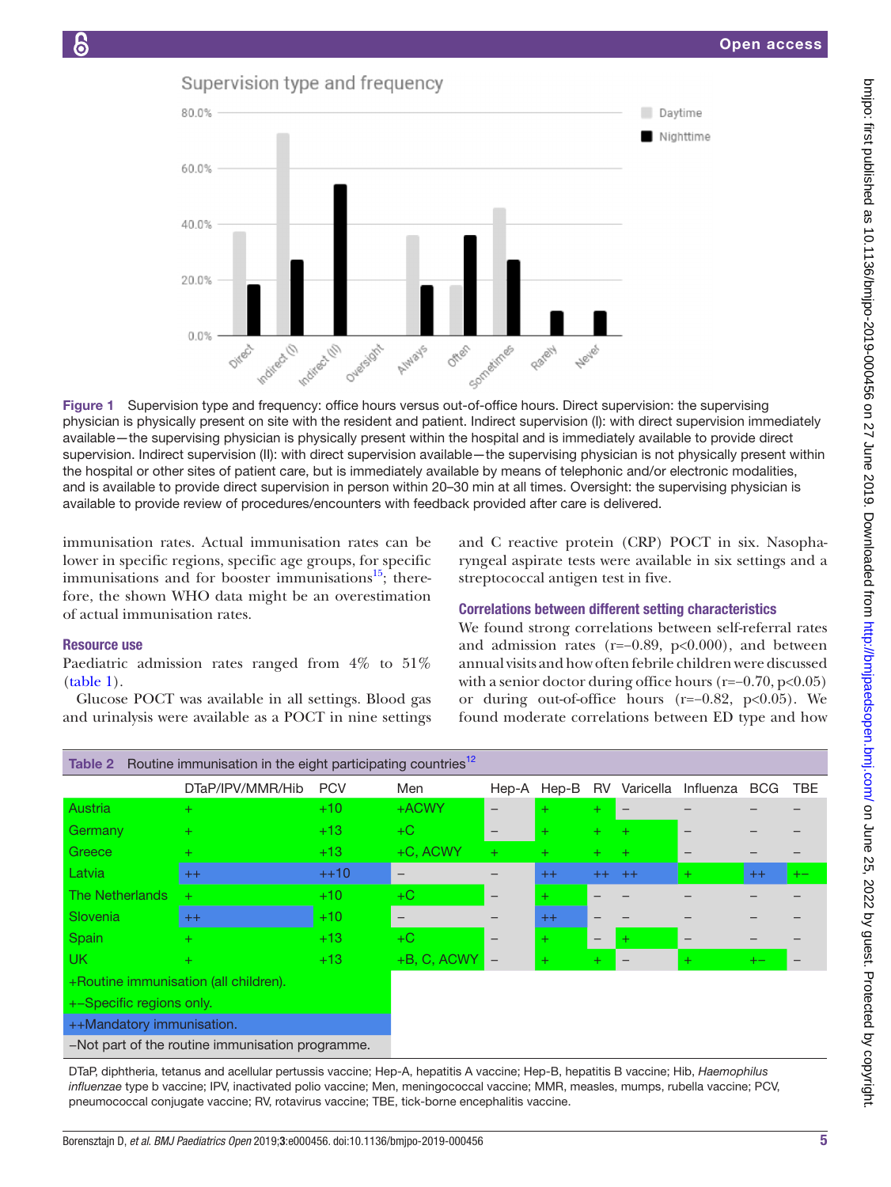Figure 1 Supervision type and frequency: office hours versus out-of-office hours. Direct supervision: the supervising physician is physically present on site with the resident and patient. Indirect supervision (I): with direct supervision immediately available—the supervising physician is physically present within the hospital and is immediately available to provide direct supervision. Indirect supervision (II): with direct supervision available—the supervising physician is not physically present within the hospital or other sites of patient care, but is immediately available by means of telephonic and/or electronic modalities, and is available to provide direct supervision in person within 20–30 min at all times. Oversight: the supervising physician is available to provide review of procedures/encounters with feedback provided after care is delivered.

immunisation rates. Actual immunisation rates can be lower in specific regions, specific age groups, for specific immunisations and for booster immunisations[15]; therefore, the shown WHO data might be an overestimation of actual immunisation rates.

### Resource use

Paediatric admission rates ranged from 4% to 51% (table 1).

Glucose POCT was available in all settings. Blood gas and urinalysis were available as a POCT in nine settings and C reactive protein (CRP) POCT in six. Nasopharyngeal aspirate tests were available in six settings and a streptococcal antigen test in five.

### Correlations between different setting characteristics

We found strong correlations between self-referral rates and admission rates ($r=-0.89$, $p<0.000$), and between annual visits and how often febrile children were discussed with a senior doctor during office hours ($r=-0.70$, $p<0.05$) or during out-of-office hours ($r=-0.82$, $p<0.05$). We found moderate correlations between ED type and how

Table 2 Routine immunisation in the eight participating countries[12]

| | DTaP/IPV/MMR/Hib | PCV | Men | Hep-A | Hep-B | RV | Varicella | Influenza | BCG | TBE |
|---|---|---|---|---|---|---|---|---|---|---|
| Austria | + | +10 | +ACWY | – | + | + | – | – | – | – |
| Germany | + | +13 | +C | – | + | + | + | – | – | – |
| Greece | + | +13 | +C, ACWY | + | + | + | + | – | – | – |
| Latvia | ++ | ++10 | – | – | ++ | ++ | ++ | + | ++ | +– |
| The Netherlands | + | +10 | +C | – | + | – | – | – | – | – |
| Slovenia | ++ | +10 | – | – | ++ | – | – | – | – | – |
| Spain | + | +13 | +C | – | + | – | + | – | – | – |
| UK | + | +13 | +B, C, ACWY | – | + | + | – | + | +– | – |

+Routine immunisation (all children).
+–Specific regions only.
++Mandatory immunisation.
–Not part of the routine immunisation programme.

DTaP, diphtheria, tetanus and acellular pertussis vaccine; Hep-A, hepatitis A vaccine; Hep-B, hepatitis B vaccine; Hib, *Haemophilus influenzae* type b vaccine; IPV, inactivated polio vaccine; Men, meningococcal vaccine; MMR, measles, mumps, rubella vaccine; PCV, pneumococcal conjugate vaccine; RV, rotavirus vaccine; TBE, tick-borne encephalitis vaccine.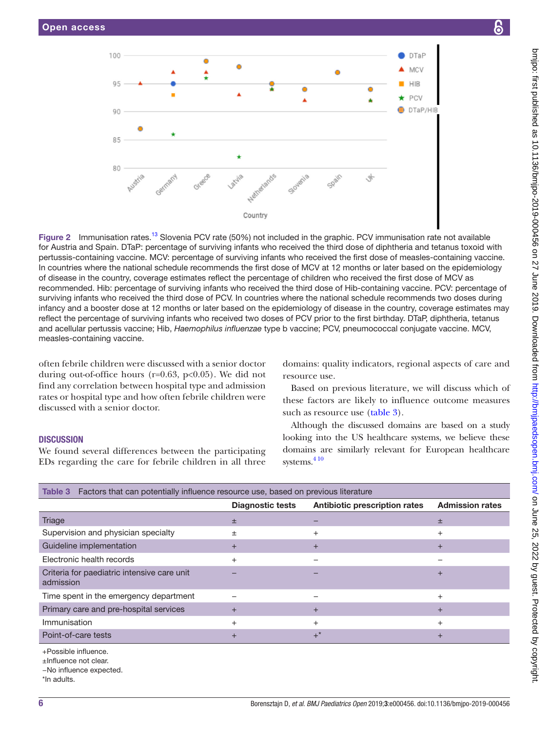100
95
90
85
80

Austria
Germany
Greece
Latvia
Netherlands
Slovenia
Spain
UK

Country

DTaP
MCV
HIB
PCV
DTaP/HIB

Figure 2 Immunisation rates.[13] Slovenia PCV rate (50%) not included in the graphic. PCV immunisation rate not available for Austria and Spain. DTaP: percentage of surviving infants who received the third dose of diphtheria and tetanus toxoid with pertussis-containing vaccine. MCV: percentage of surviving infants who received the first dose of measles-containing vaccine. In countries where the national schedule recommends the first dose of MCV at 12 months or later based on the epidemiology of disease in the country, coverage estimates reflect the percentage of children who received the first dose of MCV as recommended. Hib: percentage of surviving infants who received the third dose of Hib-containing vaccine. PCV: percentage of surviving infants who received the third dose of PCV. In countries where the national schedule recommends two doses during infancy and a booster dose at 12 months or later based on the epidemiology of disease in the country, coverage estimates may reflect the percentage of surviving infants who received two doses of PCV prior to the first birthday. DTaP, diphtheria, tetanus and acellular pertussis vaccine; Hib, *Haemophilus influenzae* type b vaccine; PCV, pneumococcal conjugate vaccine. MCV, measles-containing vaccine.

often febrile children were discussed with a senior doctor during out-of-office hours ($r=0.63$, $p<0.05$). We did not find any correlation between hospital type and admission rates or hospital type and how often febrile children were discussed with a senior doctor.

## DISCUSSION

We found several differences between the participating EDs regarding the care for febrile children in all three domains: quality indicators, regional aspects of care and resource use.

Based on previous literature, we will discuss which of these factors are likely to influence outcome measures such as resource use (table 3).

Although the discussed domains are based on a study looking into the US healthcare systems, we believe these domains are similarly relevant for European healthcare systems.[4,10]

Table 3 Factors that can potentially influence resource use, based on previous literature

| | Diagnostic tests | Antibiotic prescription rates | Admission rates |
|---|---|---|---|
| Triage | ± | – | ± |
| Supervision and physician specialty | ± | + | + |
| Guideline implementation | + | + | + |
| Electronic health records | + | – | – |
| Criteria for paediatric intensive care unit admission | – | – | + |
| Time spent in the emergency department | – | – | + |
| Primary care and pre-hospital services | + | + | + |
| Immunisation | + | + | + |
| Point-of-care tests | + | +* | + |

+Possible influence.
±Influence not clear.
–No influence expected.
*In adults.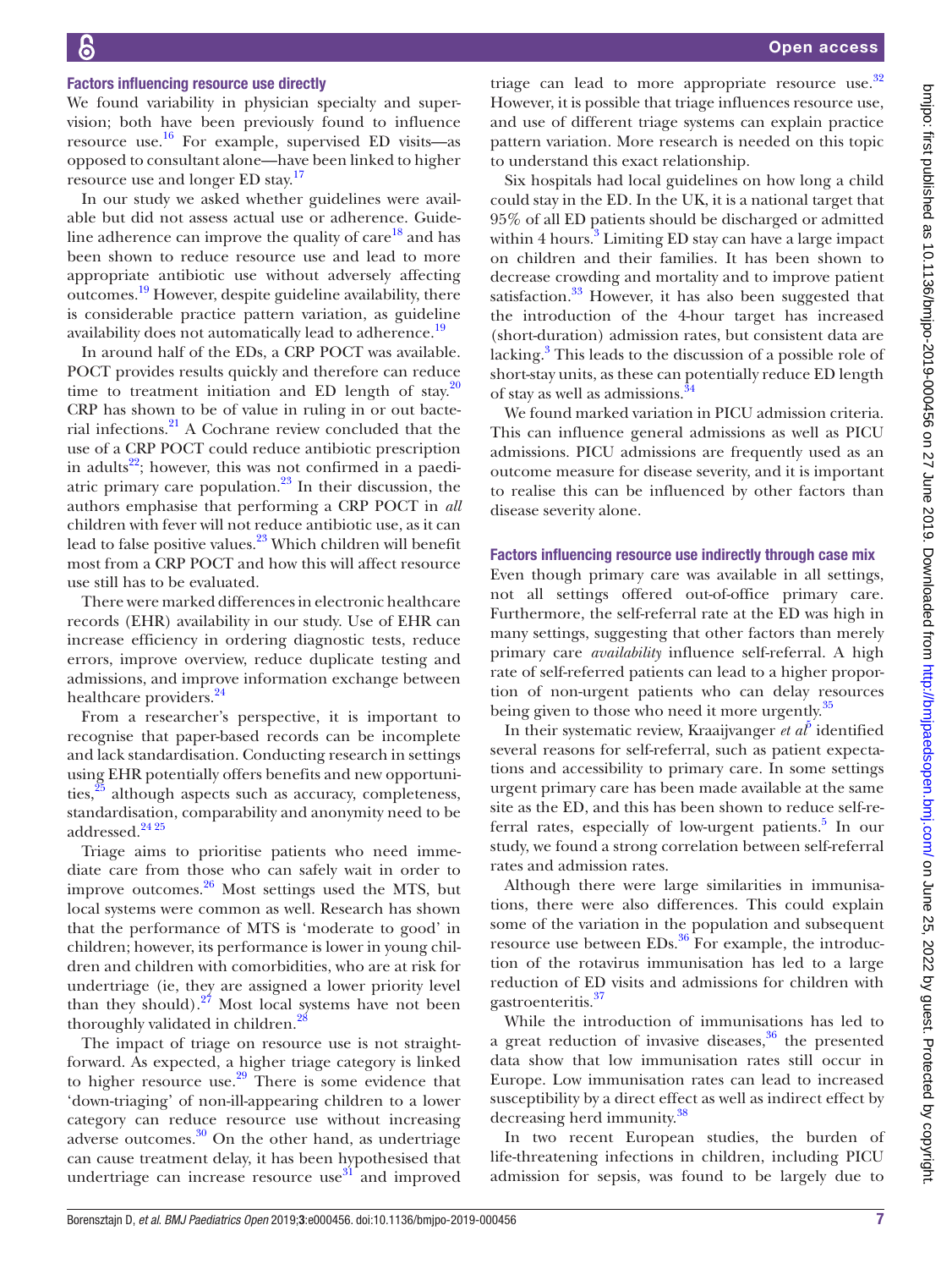### Factors influencing resource use directly

We found variability in physician specialty and supervision; both have been previously found to influence resource use.[16] For example, supervised ED visits—as opposed to consultant alone—have been linked to higher resource use and longer ED stay.[17]

In our study we asked whether guidelines were available but did not assess actual use or adherence. Guideline adherence can improve the quality of care[18] and has been shown to reduce resource use and lead to more appropriate antibiotic use without adversely affecting outcomes.[19] However, despite guideline availability, there is considerable practice pattern variation, as guideline availability does not automatically lead to adherence.[19]

In around half of the EDs, a CRP POCT was available. POCT provides results quickly and therefore can reduce time to treatment initiation and ED length of stay.[20] CRP has shown to be of value in ruling in or out bacterial infections.[21] A Cochrane review concluded that the use of a CRP POCT could reduce antibiotic prescription in adults[22]; however, this was not confirmed in a paediatric primary care population.[23] In their discussion, the authors emphasise that performing a CRP POCT in *all* children with fever will not reduce antibiotic use, as it can lead to false positive values.[23] Which children will benefit most from a CRP POCT and how this will affect resource use still has to be evaluated.

There were marked differences in electronic healthcare records (EHR) availability in our study. Use of EHR can increase efficiency in ordering diagnostic tests, reduce errors, improve overview, reduce duplicate testing and admissions, and improve information exchange between healthcare providers.[24]

From a researcher's perspective, it is important to recognise that paper-based records can be incomplete and lack standardisation. Conducting research in settings using EHR potentially offers benefits and new opportunities,[25] although aspects such as accuracy, completeness, standardisation, comparability and anonymity need to be addressed.[24 25]

Triage aims to prioritise patients who need immediate care from those who can safely wait in order to improve outcomes.[26] Most settings used the MTS, but local systems were common as well. Research has shown that the performance of MTS is 'moderate to good' in children; however, its performance is lower in young children and children with comorbidities, who are at risk for undertriage (ie, they are assigned a lower priority level than they should).[27] Most local systems have not been thoroughly validated in children.[28]

The impact of triage on resource use is not straightforward. As expected, a higher triage category is linked to higher resource use.[29] There is some evidence that 'down-triaging' of non-ill-appearing children to a lower category can reduce resource use without increasing adverse outcomes.[30] On the other hand, as undertriage can cause treatment delay, it has been hypothesised that undertriage can increase resource use[31] and improved triage can lead to more appropriate resource use.[32] However, it is possible that triage influences resource use, and use of different triage systems can explain practice pattern variation. More research is needed on this topic to understand this exact relationship.

Six hospitals had local guidelines on how long a child could stay in the ED. In the UK, it is a national target that 95% of all ED patients should be discharged or admitted within 4 hours.[3] Limiting ED stay can have a large impact on children and their families. It has been shown to decrease crowding and mortality and to improve patient satisfaction.[33] However, it has also been suggested that the introduction of the 4-hour target has increased (short-duration) admission rates, but consistent data are lacking.[3] This leads to the discussion of a possible role of short-stay units, as these can potentially reduce ED length of stay as well as admissions.[34]

We found marked variation in PICU admission criteria. This can influence general admissions as well as PICU admissions. PICU admissions are frequently used as an outcome measure for disease severity, and it is important to realise this can be influenced by other factors than disease severity alone.

### Factors influencing resource use indirectly through case mix

Even though primary care was available in all settings, not all settings offered out-of-office primary care. Furthermore, the self-referral rate at the ED was high in many settings, suggesting that other factors than merely primary care *availability* influence self-referral. A high rate of self-referred patients can lead to a higher proportion of non-urgent patients who can delay resources being given to those who need it more urgently.[35]

In their systematic review, Kraaijvanger *et al*[5] identified several reasons for self-referral, such as patient expectations and accessibility to primary care. In some settings urgent primary care has been made available at the same site as the ED, and this has been shown to reduce self-referral rates, especially of low-urgent patients.[5] In our study, we found a strong correlation between self-referral rates and admission rates.

Although there were large similarities in immunisations, there were also differences. This could explain some of the variation in the population and subsequent resource use between EDs.[36] For example, the introduction of the rotavirus immunisation has led to a large reduction of ED visits and admissions for children with gastroenteritis.[37]

While the introduction of immunisations has led to a great reduction of invasive diseases,[36] the presented data show that low immunisation rates still occur in Europe. Low immunisation rates can lead to increased susceptibility by a direct effect as well as indirect effect by decreasing herd immunity.[38]

In two recent European studies, the burden of life-threatening infections in children, including PICU admission for sepsis, was found to be largely due to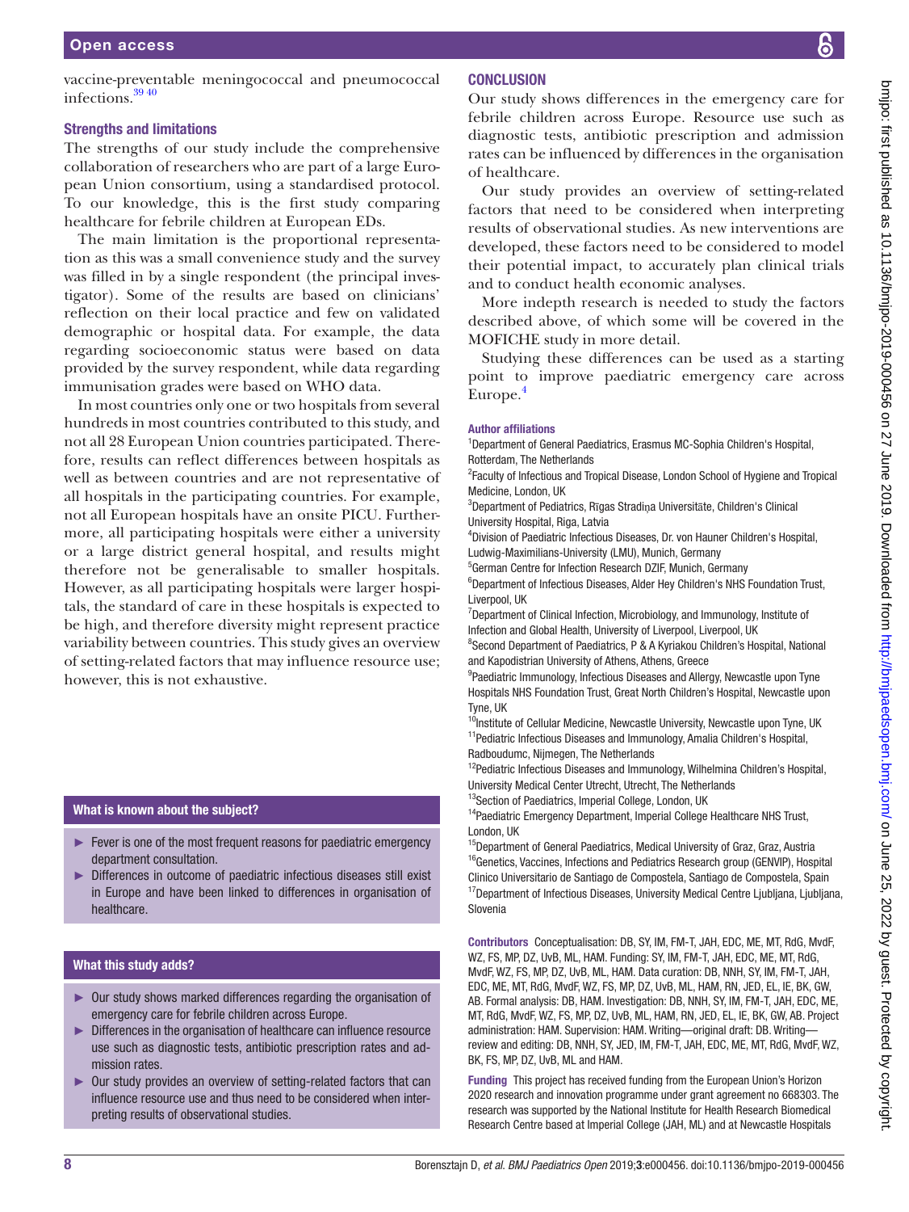vaccine-preventable meningococcal and pneumococcal infections.[39 40]

### Strengths and limitations

The strengths of our study include the comprehensive collaboration of researchers who are part of a large European Union consortium, using a standardised protocol. To our knowledge, this is the first study comparing healthcare for febrile children at European EDs.

The main limitation is the proportional representation as this was a small convenience study and the survey was filled in by a single respondent (the principal investigator). Some of the results are based on clinicians' reflection on their local practice and few on validated demographic or hospital data. For example, the data regarding socioeconomic status were based on data provided by the survey respondent, while data regarding immunisation grades were based on WHO data.

In most countries only one or two hospitals from several hundreds in most countries contributed to this study, and not all 28 European Union countries participated. Therefore, results can reflect differences between hospitals as well as between countries and are not representative of all hospitals in the participating countries. For example, not all European hospitals have an onsite PICU. Furthermore, all participating hospitals were either a university or a large district general hospital, and results might therefore not be generalisable to smaller hospitals. However, as all participating hospitals were larger hospitals, the standard of care in these hospitals is expected to be high, and therefore diversity might represent practice variability between countries. This study gives an overview of setting-related factors that may influence resource use; however, this is not exhaustive.

#### What is known about the subject?

- Fever is one of the most frequent reasons for paediatric emergency department consultation.
- Differences in outcome of paediatric infectious diseases still exist in Europe and have been linked to differences in organisation of healthcare.

#### What this study adds?

- Our study shows marked differences regarding the organisation of emergency care for febrile children across Europe.
- Differences in the organisation of healthcare can influence resource use such as diagnostic tests, antibiotic prescription rates and admission rates.
- Our study provides an overview of setting-related factors that can influence resource use and thus need to be considered when interpreting results of observational studies.

## CONCLUSION

Our study shows differences in the emergency care for febrile children across Europe. Resource use such as diagnostic tests, antibiotic prescription and admission rates can be influenced by differences in the organisation of healthcare.

Our study provides an overview of setting-related factors that need to be considered when interpreting results of observational studies. As new interventions are developed, these factors need to be considered to model their potential impact, to accurately plan clinical trials and to conduct health economic analyses.

More indepth research is needed to study the factors described above, of which some will be covered in the MOFICHE study in more detail.

Studying these differences can be used as a starting point to improve paediatric emergency care across Europe.[4]

#### Author affiliations

[1]Department of General Paediatrics, Erasmus MC-Sophia Children's Hospital, Rotterdam, The Netherlands
[2]Faculty of Infectious and Tropical Disease, London School of Hygiene and Tropical Medicine, London, UK
[3]Department of Pediatrics, Rīgas Stradiņa Universitāte, Children's Clinical University Hospital, Riga, Latvia
[4]Division of Paediatric Infectious Diseases, Dr. von Hauner Children's Hospital, Ludwig-Maximilians-University (LMU), Munich, Germany
[5]German Centre for Infection Research DZIF, Munich, Germany
[6]Department of Infectious Diseases, Alder Hey Children's NHS Foundation Trust, Liverpool, UK
[7]Department of Clinical Infection, Microbiology, and Immunology, Institute of Infection and Global Health, University of Liverpool, Liverpool, UK
[8]Second Department of Paediatrics, P & A Kyriakou Children's Hospital, National and Kapodistrian University of Athens, Athens, Greece
[9]Paediatric Immunology, Infectious Diseases and Allergy, Newcastle upon Tyne Hospitals NHS Foundation Trust, Great North Children's Hospital, Newcastle upon Tyne, UK
[10]Institute of Cellular Medicine, Newcastle University, Newcastle upon Tyne, UK
[11]Pediatric Infectious Diseases and Immunology, Amalia Children's Hospital, Radboudumc, Nijmegen, The Netherlands
[12]Pediatric Infectious Diseases and Immunology, Wilhelmina Children's Hospital, University Medical Center Utrecht, Utrecht, The Netherlands
[13]Section of Paediatrics, Imperial College, London, UK
[14]Paediatric Emergency Department, Imperial College Healthcare NHS Trust, London, UK
[15]Department of General Paediatrics, Medical University of Graz, Graz, Austria
[16]Genetics, Vaccines, Infections and Pediatrics Research group (GENVIP), Hospital Clinico Universitario de Santiago de Compostela, Santiago de Compostela, Spain
[17]Department of Infectious Diseases, University Medical Centre Ljubljana, Ljubljana, Slovenia

**Contributors** Conceptualisation: DB, SY, IM, FM-T, JAH, EDC, ME, MT, RdG, MvdF, WZ, FS, MP, DZ, UvB, ML, HAM. Funding: SY, IM, FM-T, JAH, EDC, ME, MT, RdG, MvdF, WZ, FS, MP, DZ, UvB, ML, HAM. Data curation: DB, NNH, SY, IM, FM-T, JAH, EDC, ME, MT, RdG, MvdF, WZ, FS, MP, DZ, UvB, ML, HAM, RN, JED, EL, IE, BK, GW, AB. Formal analysis: DB, HAM. Investigation: DB, NNH, SY, IM, FM-T, JAH, EDC, ME, MT, RdG, MvdF, WZ, FS, MP, DZ, UvB, ML, HAM, RN, JED, EL, IE, BK, GW, AB. Project administration: HAM. Supervision: HAM. Writing—original draft: DB. Writing—review and editing: DB, NNH, SY, JED, IM, FM-T, JAH, EDC, ME, MT, RdG, MvdF, WZ, BK, FS, MP, DZ, UvB, ML and HAM.

**Funding** This project has received funding from the European Union's Horizon 2020 research and innovation programme under grant agreement no 668303. The research was supported by the National Institute for Health Research Biomedical Research Centre based at Imperial College (JAH, ML) and at Newcastle Hospitals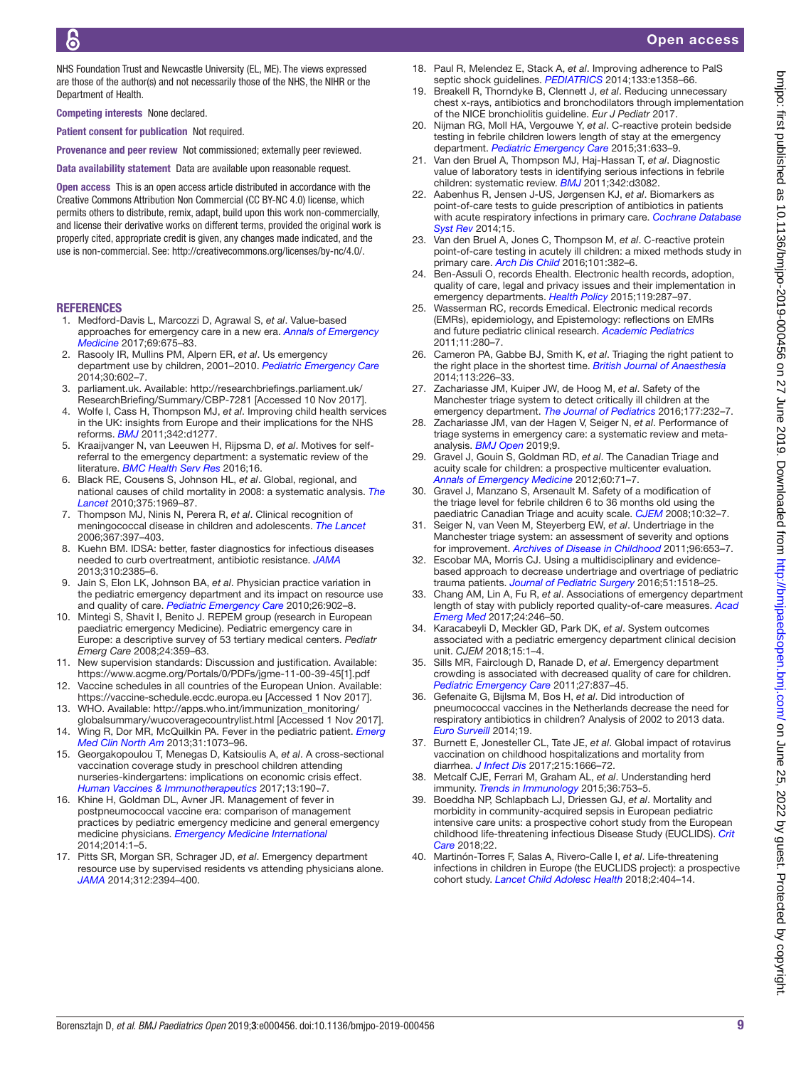NHS Foundation Trust and Newcastle University (EL, ME). The views expressed are those of the author(s) and not necessarily those of the NHS, the NIHR or the Department of Health.

**Competing interests** None declared.

**Patient consent for publication** Not required.

**Provenance and peer review** Not commissioned; externally peer reviewed.

**Data availability statement** Data are available upon reasonable request.

**Open access** This is an open access article distributed in accordance with the Creative Commons Attribution Non Commercial (CC BY-NC 4.0) license, which permits others to distribute, remix, adapt, build upon this work non-commercially, and license their derivative works on different terms, provided the original work is properly cited, appropriate credit is given, any changes made indicated, and the use is non-commercial. See: http://creativecommons.org/licenses/by-nc/4.0/.

## REFERENCES

1. Medford-Davis L, Marcozzi D, Agrawal S, *et al*. Value-based approaches for emergency care in a new era. *Annals of Emergency Medicine* 2017;69:675–83.
2. Rasooly IR, Mullins PM, Alpern ER, *et al*. Us emergency department use by children, 2001–2010. *Pediatric Emergency Care* 2014;30:602–7.
3. parliament.uk. Available: http://researchbriefings.parliament.uk/ResearchBriefing/Summary/CBP-7281 [Accessed 10 Nov 2017].
4. Wolfe I, Cass H, Thompson MJ, *et al*. Improving child health services in the UK: insights from Europe and their implications for the NHS reforms. *BMJ* 2011;342:d1277.
5. Kraaijvanger N, van Leeuwen H, Rijpsma D, *et al*. Motives for self-referral to the emergency department: a systematic review of the literature. *BMC Health Serv Res* 2016;16.
6. Black RE, Cousens S, Johnson HL, *et al*. Global, regional, and national causes of child mortality in 2008: a systematic analysis. *The Lancet* 2010;375:1969–87.
7. Thompson MJ, Ninis N, Perera R, *et al*. Clinical recognition of meningococcal disease in children and adolescents. *The Lancet* 2006;367:397–403.
8. Kuehn BM. IDSA: better, faster diagnostics for infectious diseases needed to curb overtreatment, antibiotic resistance. *JAMA* 2013;310:2385–6.
9. Jain S, Elon LK, Johnson BA, *et al*. Physician practice variation in the pediatric emergency department and its impact on resource use and quality of care. *Pediatric Emergency Care* 2010;26:902–8.
10. Mintegi S, Shavit I, Benito J. REPEM group (research in European paediatric emergency Medicine). Pediatric emergency care in Europe: a descriptive survey of 53 tertiary medical centers. *Pediatr Emerg Care* 2008;24:359–63.
11. New supervision standards: Discussion and justification. Available: https://www.acgme.org/Portals/0/PDFs/jgme-11-00-39-45[1].pdf
12. Vaccine schedules in all countries of the European Union. Available: https://vaccine-schedule.ecdc.europa.eu [Accessed 1 Nov 2017].
13. WHO. Available: http://apps.who.int/immunization_monitoring/globalsummary/wucoveragecountrylist.html [Accessed 1 Nov 2017].
14. Wing R, Dor MR, McQuilkin PA. Fever in the pediatric patient. *Emerg Med Clin North Am* 2013;31:1073–96.
15. Georgakopoulou T, Menegas D, Katsioulis A, *et al*. A cross-sectional vaccination coverage study in preschool children attending nurseries-kindergartens: implications on economic crisis effect. *Human Vaccines & Immunotherapeutics* 2017;13:190–7.
16. Khine H, Goldman DL, Avner JR. Management of fever in postpneumococcal vaccine era: comparison of management practices by pediatric emergency medicine and general emergency medicine physicians. *Emergency Medicine International* 2014;2014:1–5.
17. Pitts SR, Morgan SR, Schrager JD, *et al*. Emergency department resource use by supervised residents vs attending physicians alone. *JAMA* 2014;312:2394–400.
18. Paul R, Melendez E, Stack A, *et al*. Improving adherence to PalS septic shock guidelines. *PEDIATRICS* 2014;133:e1358–66.
19. Breakell R, Thorndyke B, Clennett J, *et al*. Reducing unnecessary chest x-rays, antibiotics and bronchodilators through implementation of the NICE bronchiolitis guideline. *Eur J Pediatr* 2017.
20. Nijman RG, Moll HA, Vergouwe Y, *et al*. C-reactive protein bedside testing in febrile children lowers length of stay at the emergency department. *Pediatric Emergency Care* 2015;31:633–9.
21. Van den Bruel A, Thompson MJ, Haj-Hassan T, *et al*. Diagnostic value of laboratory tests in identifying serious infections in febrile children: systematic review. *BMJ* 2011;342:d3082.
22. Aabenhus R, Jensen J-US, Jørgensen KJ, *et al*. Biomarkers as point-of-care tests to guide prescription of antibiotics in patients with acute respiratory infections in primary care. *Cochrane Database Syst Rev* 2014;15.
23. Van den Bruel A, Jones C, Thompson M, *et al*. C-reactive protein point-of-care testing in acutely ill children: a mixed methods study in primary care. *Arch Dis Child* 2016;101:382–6.
24. Ben-Assuli O, records Ehealth. Electronic health records, adoption, quality of care, legal and privacy issues and their implementation in emergency departments. *Health Policy* 2015;119:287–97.
25. Wasserman RC, records Emedical. Electronic medical records (EMRs), epidemiology, and Epistemology: reflections on EMRs and future pediatric clinical research. *Academic Pediatrics* 2011;11:280–7.
26. Cameron PA, Gabbe BJ, Smith K, *et al*. Triaging the right patient to the right place in the shortest time. *British Journal of Anaesthesia* 2014;113:226–33.
27. Zachariasse JM, Kuiper JW, de Hoog M, *et al*. Safety of the Manchester triage system to detect critically ill children at the emergency department. *The Journal of Pediatrics* 2016;177:232–7.
28. Zachariasse JM, van der Hagen V, Seiger N, *et al*. Performance of triage systems in emergency care: a systematic review and meta-analysis. *BMJ Open* 2019;9.
29. Gravel J, Gouin S, Goldman RD, *et al*. The Canadian Triage and acuity scale for children: a prospective multicenter evaluation. *Annals of Emergency Medicine* 2012;60:71–7.
30. Gravel J, Manzano S, Arsenault M. Safety of a modification of the triage level for febrile children 6 to 36 months old using the paediatric Canadian Triage and acuity scale. *CJEM* 2008;10:32–7.
31. Seiger N, van Veen M, Steyerberg EW, *et al*. Undertriage in the Manchester triage system: an assessment of severity and options for improvement. *Archives of Disease in Childhood* 2011;96:653–7.
32. Escobar MA, Morris CJ. Using a multidisciplinary and evidence-based approach to decrease undertriage and overtriage of pediatric trauma patients. *Journal of Pediatric Surgery* 2016;51:1518–25.
33. Chang AM, Lin A, Fu R, *et al*. Associations of emergency department length of stay with publicly reported quality-of-care measures. *Acad Emerg Med* 2017;24:246–50.
34. Karacabeyli D, Meckler GD, Park DK, *et al*. System outcomes associated with a pediatric emergency department clinical decision unit. *CJEM* 2018;15:1–4.
35. Sills MR, Fairclough D, Ranade D, *et al*. Emergency department crowding is associated with decreased quality of care for children. *Pediatric Emergency Care* 2011;27:837–45.
36. Gefenaite G, Bijlsma M, Bos H, *et al*. Did introduction of pneumococcal vaccines in the Netherlands decrease the need for respiratory antibiotics in children? Analysis of 2002 to 2013 data. *Euro Surveill* 2014;19.
37. Burnett E, Jonesteller CL, Tate JE, *et al*. Global impact of rotavirus vaccination on childhood hospitalizations and mortality from diarrhea. *J Infect Dis* 2017;215:1666–72.
38. Metcalf CJE, Ferrari M, Graham AL, *et al*. Understanding herd immunity. *Trends in Immunology* 2015;36:753–5.
39. Boeddha NP, Schlapbach LJ, Driessen GJ, *et al*. Mortality and morbidity in community-acquired sepsis in European pediatric intensive care units: a prospective cohort study from the European childhood life-threatening infectious Disease Study (EUCLIDS). *Crit Care* 2018;22.
40. Martinón-Torres F, Salas A, Rivero-Calle I, *et al*. Life-threatening infections in children in Europe (the EUCLIDS project): a prospective cohort study. *Lancet Child Adolesc Health* 2018;2:404–14.